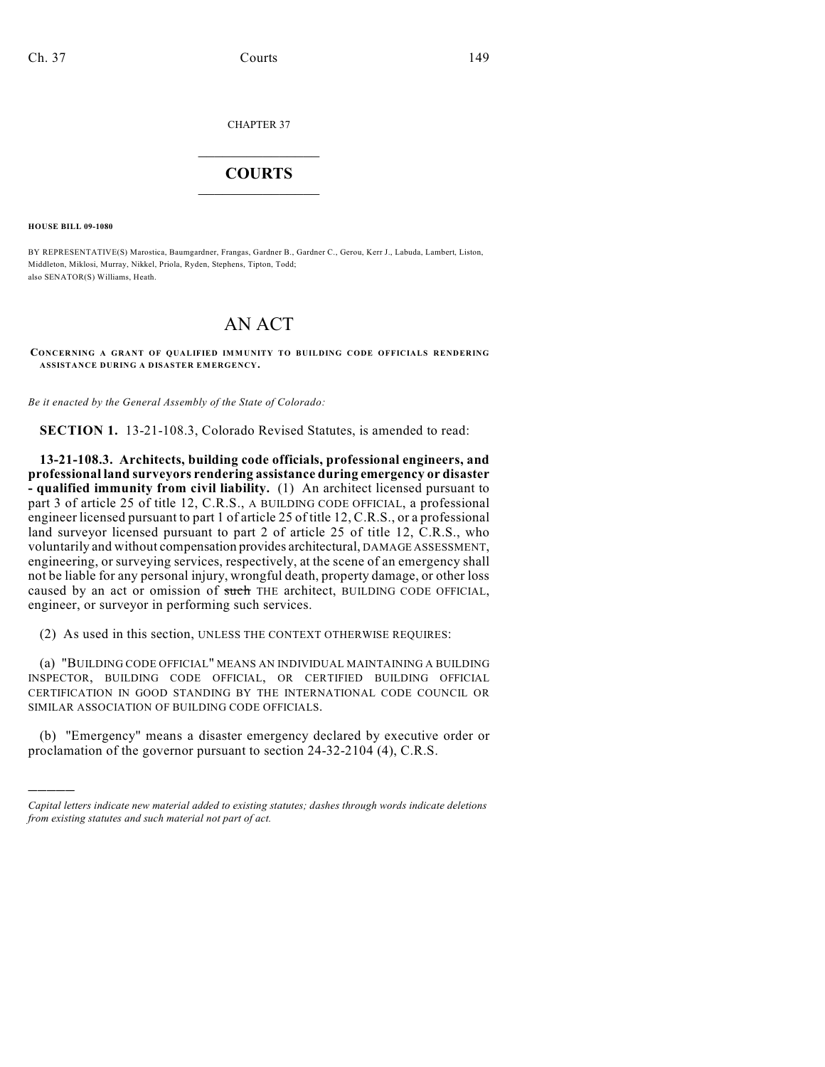CHAPTER 37

# COURTS

**HOUSE BILL 09-1080**

BY REPRESENTATIVE(S) Marostica, Baumgardner, Frangas, Gardner B., Gardner C., Gerou, Kerr J., Labuda, Lambert, Liston, Middleton, Miklosi, Murray, Nikkel, Priola, Ryden, Stephens, Tipton, Todd;
also SENATOR(S) Williams, Heath.

# AN ACT

**CONCERNING A GRANT OF QUALIFIED IMMUNITY TO BUILDING CODE OFFICIALS RENDERING ASSISTANCE DURING A DISASTER EMERGENCY.**

*Be it enacted by the General Assembly of the State of Colorado:*

**SECTION 1.** 13-21-108.3, Colorado Revised Statutes, is amended to read:

**13-21-108.3. Architects, building code officials, professional engineers, and professional land surveyors rendering assistance during emergency or disaster - qualified immunity from civil liability.** (1) An architect licensed pursuant to part 3 of article 25 of title 12, C.R.S., A BUILDING CODE OFFICIAL, a professional engineer licensed pursuant to part 1 of article 25 of title 12, C.R.S., or a professional land surveyor licensed pursuant to part 2 of article 25 of title 12, C.R.S., who voluntarily and without compensation provides architectural, DAMAGE ASSESSMENT, engineering, or surveying services, respectively, at the scene of an emergency shall not be liable for any personal injury, wrongful death, property damage, or other loss caused by an act or omission of ~~such~~ THE architect, BUILDING CODE OFFICIAL, engineer, or surveyor in performing such services.

(2) As used in this section, UNLESS THE CONTEXT OTHERWISE REQUIRES:

(a) "BUILDING CODE OFFICIAL" MEANS AN INDIVIDUAL MAINTAINING A BUILDING INSPECTOR, BUILDING CODE OFFICIAL, OR CERTIFIED BUILDING OFFICIAL CERTIFICATION IN GOOD STANDING BY THE INTERNATIONAL CODE COUNCIL OR SIMILAR ASSOCIATION OF BUILDING CODE OFFICIALS.

(b) "Emergency" means a disaster emergency declared by executive order or proclamation of the governor pursuant to section 24-32-2104 (4), C.R.S.

---

*Capital letters indicate new material added to existing statutes; dashes through words indicate deletions from existing statutes and such material not part of act.*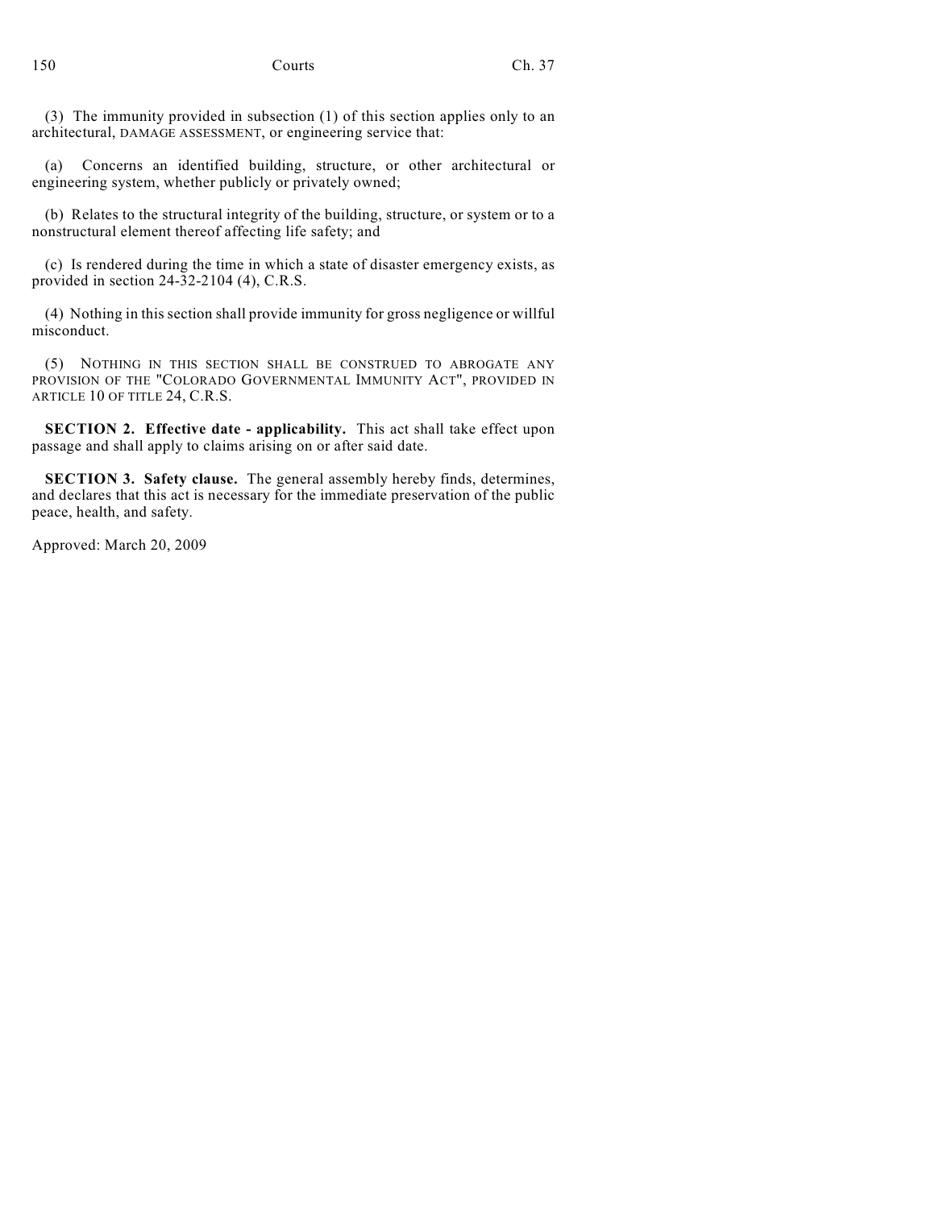(3) The immunity provided in subsection (1) of this section applies only to an architectural, DAMAGE ASSESSMENT, or engineering service that:

(a) Concerns an identified building, structure, or other architectural or engineering system, whether publicly or privately owned;

(b) Relates to the structural integrity of the building, structure, or system or to a nonstructural element thereof affecting life safety; and

(c) Is rendered during the time in which a state of disaster emergency exists, as provided in section 24-32-2104 (4), C.R.S.

(4) Nothing in this section shall provide immunity for gross negligence or willful misconduct.

(5) NOTHING IN THIS SECTION SHALL BE CONSTRUED TO ABROGATE ANY PROVISION OF THE "COLORADO GOVERNMENTAL IMMUNITY ACT", PROVIDED IN ARTICLE 10 OF TITLE 24, C.R.S.

**SECTION 2. Effective date - applicability.** This act shall take effect upon passage and shall apply to claims arising on or after said date.

**SECTION 3. Safety clause.** The general assembly hereby finds, determines, and declares that this act is necessary for the immediate preservation of the public peace, health, and safety.

Approved: March 20, 2009